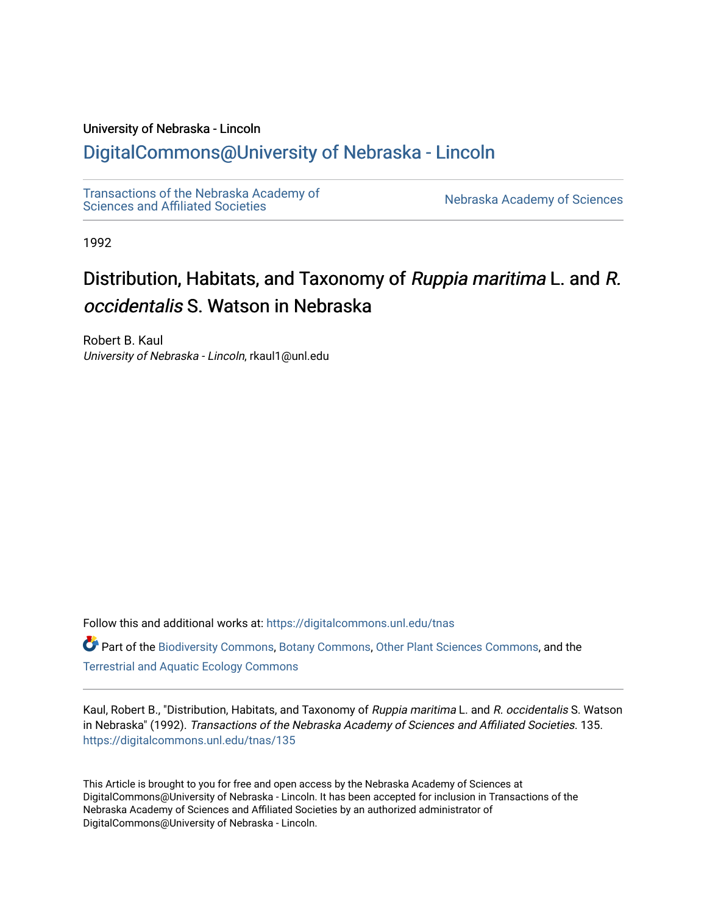University of Nebraska - Lincoln

## DigitalCommons@University of Nebraska - Lincoln

Transactions of the Nebraska Academy of Sciences and Affiliated Societies

Nebraska Academy of Sciences

1992

# Distribution, Habitats, and Taxonomy of *Ruppia maritima* L. and *R. occidentalis* S. Watson in Nebraska

Robert B. Kaul
*University of Nebraska - Lincoln*, rkaul1@unl.edu

Follow this and additional works at: https://digitalcommons.unl.edu/tnas

Part of the Biodiversity Commons, Botany Commons, Other Plant Sciences Commons, and the Terrestrial and Aquatic Ecology Commons

Kaul, Robert B., "Distribution, Habitats, and Taxonomy of *Ruppia maritima* L. and *R. occidentalis* S. Watson in Nebraska" (1992). *Transactions of the Nebraska Academy of Sciences and Affiliated Societies*. 135.
https://digitalcommons.unl.edu/tnas/135

This Article is brought to you for free and open access by the Nebraska Academy of Sciences at DigitalCommons@University of Nebraska - Lincoln. It has been accepted for inclusion in Transactions of the Nebraska Academy of Sciences and Affiliated Societies by an authorized administrator of DigitalCommons@University of Nebraska - Lincoln.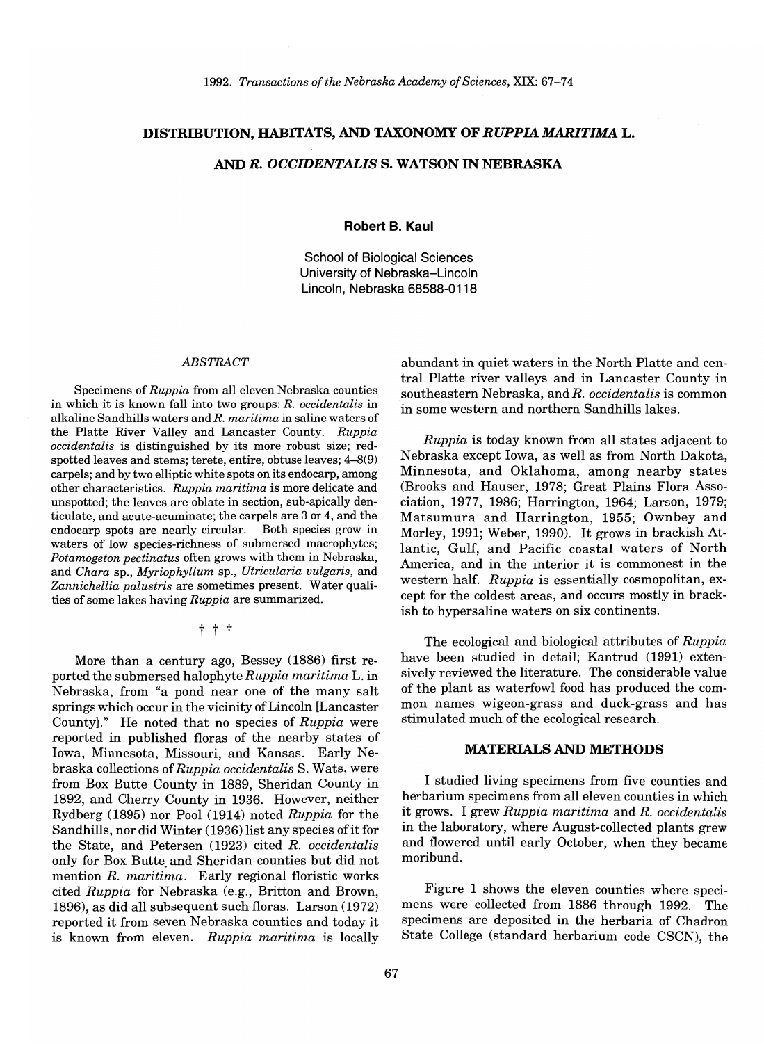# DISTRIBUTION, HABITATS, AND TAXONOMY OF *RUPPIA MARITIMA* L. AND *R. OCCIDENTALIS* S. WATSON IN NEBRASKA

**Robert B. Kaul**

School of Biological Sciences
University of Nebraska–Lincoln
Lincoln, Nebraska 68588-0118

### *ABSTRACT*

Specimens of *Ruppia* from all eleven Nebraska counties in which it is known fall into two groups: *R. occidentalis* in alkaline Sandhills waters and *R. maritima* in saline waters of the Platte River Valley and Lancaster County. *Ruppia occidentalis* is distinguished by its more robust size; red-spotted leaves and stems; terete, entire, obtuse leaves; 4–8(9) carpels; and by two elliptic white spots on its endocarp, among other characteristics. *Ruppia maritima* is more delicate and unspotted; the leaves are oblate in section, sub-apically denticulate, and acute-acuminate; the carpels are 3 or 4, and the endocarp spots are nearly circular. Both species grow in waters of low species-richness of submersed macrophytes; *Potamogeton pectinatus* often grows with them in Nebraska, and *Chara* sp., *Myriophyllum* sp., *Utricularia vulgaris*, and *Zannichellia palustris* are sometimes present. Water qualities of some lakes having *Ruppia* are summarized.

† † †

More than a century ago, Bessey (1886) first reported the submersed halophyte *Ruppia maritima* L. in Nebraska, from "a pond near one of the many salt springs which occur in the vicinity of Lincoln [Lancaster County]." He noted that no species of *Ruppia* were reported in published floras of the nearby states of Iowa, Minnesota, Missouri, and Kansas. Early Nebraska collections of *Ruppia occidentalis* S. Wats. were from Box Butte County in 1889, Sheridan County in 1892, and Cherry County in 1936. However, neither Rydberg (1895) nor Pool (1914) noted *Ruppia* for the Sandhills, nor did Winter (1936) list any species of it for the State, and Petersen (1923) cited *R. occidentalis* only for Box Butte and Sheridan counties but did not mention *R. maritima*. Early regional floristic works cited *Ruppia* for Nebraska (e.g., Britton and Brown, 1896), as did all subsequent such floras. Larson (1972) reported it from seven Nebraska counties and today it is known from eleven. *Ruppia maritima* is locally abundant in quiet waters in the North Platte and central Platte river valleys and in Lancaster County in southeastern Nebraska, and *R. occidentalis* is common in some western and northern Sandhills lakes.

*Ruppia* is today known from all states adjacent to Nebraska except Iowa, as well as from North Dakota, Minnesota, and Oklahoma, among nearby states (Brooks and Hauser, 1978; Great Plains Flora Association, 1977, 1986; Harrington, 1964; Larson, 1979; Matsumura and Harrington, 1955; Ownbey and Morley, 1991; Weber, 1990). It grows in brackish Atlantic, Gulf, and Pacific coastal waters of North America, and in the interior it is commonest in the western half. *Ruppia* is essentially cosmopolitan, except for the coldest areas, and occurs mostly in brackish to hypersaline waters on six continents.

The ecological and biological attributes of *Ruppia* have been studied in detail; Kantrud (1991) extensively reviewed the literature. The considerable value of the plant as waterfowl food has produced the common names wigeon-grass and duck-grass and has stimulated much of the ecological research.

## MATERIALS AND METHODS

I studied living specimens from five counties and herbarium specimens from all eleven counties in which it grows. I grew *Ruppia maritima* and *R. occidentalis* in the laboratory, where August-collected plants grew and flowered until early October, when they became moribund.

Figure 1 shows the eleven counties where specimens were collected from 1886 through 1992. The specimens are deposited in the herbaria of Chadron State College (standard herbarium code CSCN), the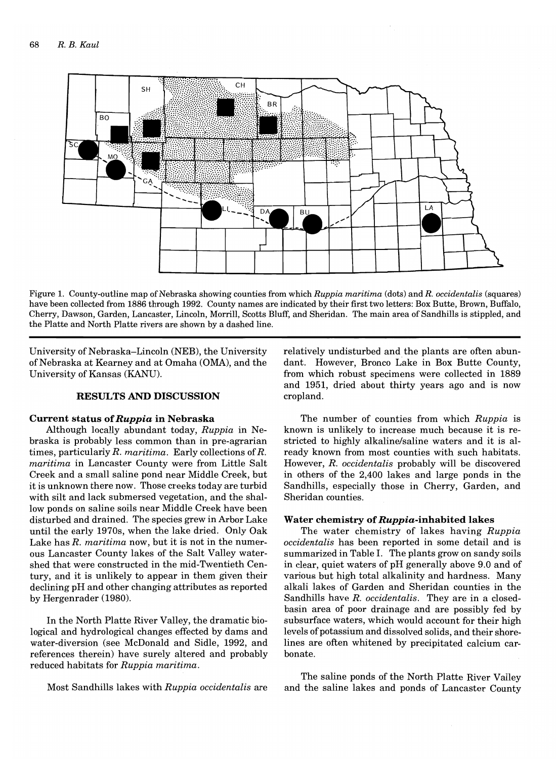Figure 1. County-outline map of Nebraska showing counties from which *Ruppia maritima* (dots) and *R. occidentalis* (squares) have been collected from 1886 through 1992. County names are indicated by their first two letters: Box Butte, Brown, Buffalo, Cherry, Dawson, Garden, Lancaster, Lincoln, Morrill, Scotts Bluff, and Sheridan. The main area of Sandhills is stippled, and the Platte and North Platte rivers are shown by a dashed line.

University of Nebraska–Lincoln (NEB), the University of Nebraska at Kearney and at Omaha (OMA), and the University of Kansas (KANU).

## RESULTS AND DISCUSSION

### Current status of *Ruppia* in Nebraska

Although locally abundant today, *Ruppia* in Nebraska is probably less common than in pre-agrarian times, particularly *R. maritima*. Early collections of *R. maritima* in Lancaster County were from Little Salt Creek and a small saline pond near Middle Creek, but it is unknown there now. Those creeks today are turbid with silt and lack submersed vegetation, and the shallow ponds on saline soils near Middle Creek have been disturbed and drained. The species grew in Arbor Lake until the early 1970s, when the lake dried. Only Oak Lake has *R. maritima* now, but it is not in the numerous Lancaster County lakes of the Salt Valley watershed that were constructed in the mid-Twentieth Century, and it is unlikely to appear in them given their declining pH and other changing attributes as reported by Hergenrader (1980).

In the North Platte River Valley, the dramatic biological and hydrological changes effected by dams and water-diversion (see McDonald and Sidle, 1992, and references therein) have surely altered and probably reduced habitats for *Ruppia maritima*.

Most Sandhills lakes with *Ruppia occidentalis* are relatively undisturbed and the plants are often abundant. However, Bronco Lake in Box Butte County, from which robust specimens were collected in 1889 and 1951, dried about thirty years ago and is now cropland.

The number of counties from which *Ruppia* is known is unlikely to increase much because it is restricted to highly alkaline/saline waters and it is already known from most counties with such habitats. However, *R. occidentalis* probably will be discovered in others of the 2,400 lakes and large ponds in the Sandhills, especially those in Cherry, Garden, and Sheridan counties.

### Water chemistry of *Ruppia*-inhabited lakes

The water chemistry of lakes having *Ruppia occidentalis* has been reported in some detail and is summarized in Table I. The plants grow on sandy soils in clear, quiet waters of pH generally above 9.0 and of various but high total alkalinity and hardness. Many alkali lakes of Garden and Sheridan counties in the Sandhills have *R. occidentalis*. They are in a closed-basin area of poor drainage and are possibly fed by subsurface waters, which would account for their high levels of potassium and dissolved solids, and their shorelines are often whitened by precipitated calcium carbonate.

The saline ponds of the North Platte River Valley and the saline lakes and ponds of Lancaster County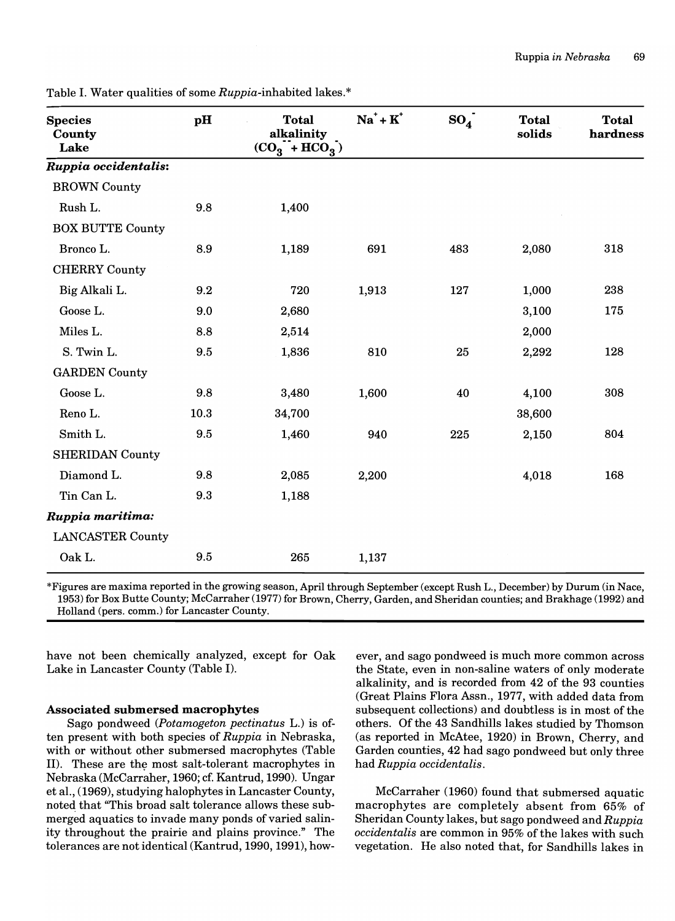Table I. Water qualities of some *Ruppia*-inhabited lakes.*

| Species<br>County<br>Lake | pH | Total alkalinity ($CO_3^{--} + HCO_3^-$) | $Na^+ + K^+$ | $SO_4^-$ | Total solids | Total hardness |
|---|---|---|---|---|---|---|
| ***Ruppia occidentalis*:** | | | | | | |
| BROWN County | | | | | | |
| Rush L. | 9.8 | 1,400 | | | | |
| BOX BUTTE County | | | | | | |
| Bronco L. | 8.9 | 1,189 | 691 | 483 | 2,080 | 318 |
| CHERRY County | | | | | | |
| Big Alkali L. | 9.2 | 720 | 1,913 | 127 | 1,000 | 238 |
| Goose L. | 9.0 | 2,680 | | | 3,100 | 175 |
| Miles L. | 8.8 | 2,514 | | | 2,000 | |
| S. Twin L. | 9.5 | 1,836 | 810 | 25 | 2,292 | 128 |
| GARDEN County | | | | | | |
| Goose L. | 9.8 | 3,480 | 1,600 | 40 | 4,100 | 308 |
| Reno L. | 10.3 | 34,700 | | | 38,600 | |
| Smith L. | 9.5 | 1,460 | 940 | 225 | 2,150 | 804 |
| SHERIDAN County | | | | | | |
| Diamond L. | 9.8 | 2,085 | 2,200 | | 4,018 | 168 |
| Tin Can L. | 9.3 | 1,188 | | | | |
| ***Ruppia maritima*:** | | | | | | |
| LANCASTER County | | | | | | |
| Oak L. | 9.5 | 265 | 1,137 | | | |

*Figures are maxima reported in the growing season, April through September (except Rush L., December) by Durum (in Nace, 1953) for Box Butte County; McCarraher (1977) for Brown, Cherry, Garden, and Sheridan counties; and Brakhage (1992) and Holland (pers. comm.) for Lancaster County.

have not been chemically analyzed, except for Oak Lake in Lancaster County (Table I).

### Associated submersed macrophytes

Sago pondweed (*Potamogeton pectinatus* L.) is often present with both species of *Ruppia* in Nebraska, with or without other submersed macrophytes (Table II). These are the most salt-tolerant macrophytes in Nebraska (McCarraher, 1960; cf. Kantrud, 1990). Ungar et al., (1969), studying halophytes in Lancaster County, noted that "This broad salt tolerance allows these submerged aquatics to invade many ponds of varied salinity throughout the prairie and plains province." The tolerances are not identical (Kantrud, 1990, 1991), however, and sago pondweed is much more common across the State, even in non-saline waters of only moderate alkalinity, and is recorded from 42 of the 93 counties (Great Plains Flora Assn., 1977, with added data from subsequent collections) and doubtless is in most of the others. Of the 43 Sandhills lakes studied by Thomson (as reported in McAtee, 1920) in Brown, Cherry, and Garden counties, 42 had sago pondweed but only three had *Ruppia occidentalis*.

McCarraher (1960) found that submersed aquatic macrophytes are completely absent from 65% of Sheridan County lakes, but sago pondweed and *Ruppia occidentalis* are common in 95% of the lakes with such vegetation. He also noted that, for Sandhills lakes in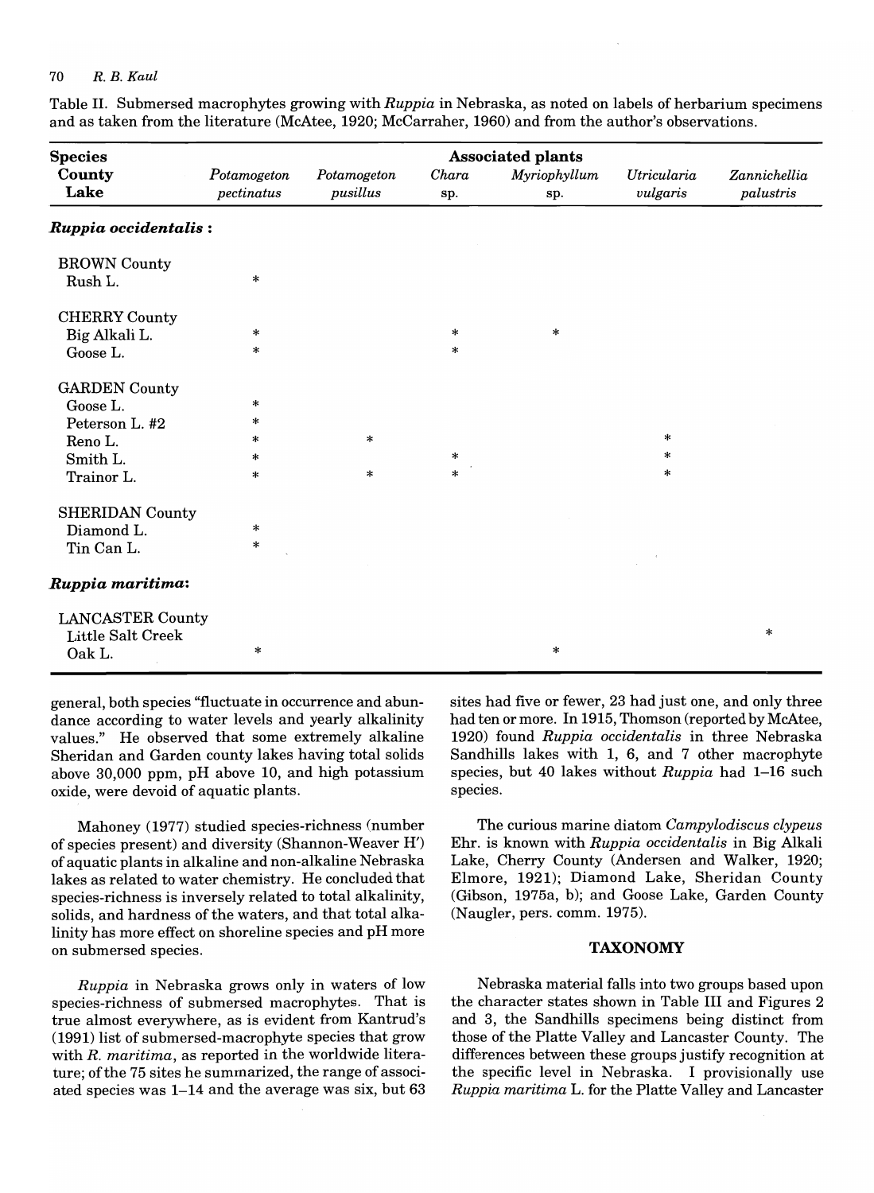Table II. Submersed macrophytes growing with *Ruppia* in Nebraska, as noted on labels of herbarium specimens and as taken from the literature (McAtee, 1920; McCarraher, 1960) and from the author's observations.

| **Species** / **County** / **Lake** | **Associated plants** | | | | | |
|---|---|---|---|---|---|---|
| | *Potamogeton pectinatus* | *Potamogeton pusillus* | *Chara* sp. | *Myriophyllum* sp. | *Utricularia vulgaris* | *Zannichellia palustris* |
| ***Ruppia occidentalis*:** | | | | | | |
| BROWN County | | | | | | |
| Rush L. | * | | | | | |
| CHERRY County | | | | | | |
| Big Alkali L. | * | | * | * | | |
| Goose L. | * | | * | | | |
| GARDEN County | | | | | | |
| Goose L. | * | | | | | |
| Peterson L. #2 | * | | | | | |
| Reno L. | * | * | | | * | |
| Smith L. | * | | * | | * | |
| Trainor L. | * | * | * | | * | |
| SHERIDAN County | | | | | | |
| Diamond L. | * | | | | | |
| Tin Can L. | * | | | | | |
| ***Ruppia maritima*:** | | | | | | |
| LANCASTER County | | | | | | |
| Little Salt Creek | | | | | | * |
| Oak L. | * | | | * | | |

general, both species "fluctuate in occurrence and abundance according to water levels and yearly alkalinity values." He observed that some extremely alkaline Sheridan and Garden county lakes having total solids above 30,000 ppm, pH above 10, and high potassium oxide, were devoid of aquatic plants.

Mahoney (1977) studied species-richness (number of species present) and diversity (Shannon-Weaver H') of aquatic plants in alkaline and non-alkaline Nebraska lakes as related to water chemistry. He concluded that species-richness is inversely related to total alkalinity, solids, and hardness of the waters, and that total alkalinity has more effect on shoreline species and pH more on submersed species.

*Ruppia* in Nebraska grows only in waters of low species-richness of submersed macrophytes. That is true almost everywhere, as is evident from Kantrud's (1991) list of submersed-macrophyte species that grow with *R. maritima*, as reported in the worldwide literature; of the 75 sites he summarized, the range of associated species was 1–14 and the average was six, but 63 sites had five or fewer, 23 had just one, and only three had ten or more. In 1915, Thomson (reported by McAtee, 1920) found *Ruppia occidentalis* in three Nebraska Sandhills lakes with 1, 6, and 7 other macrophyte species, but 40 lakes without *Ruppia* had 1–16 such species.

The curious marine diatom *Campylodiscus clypeus* Ehr. is known with *Ruppia occidentalis* in Big Alkali Lake, Cherry County (Andersen and Walker, 1920; Elmore, 1921); Diamond Lake, Sheridan County (Gibson, 1975a, b); and Goose Lake, Garden County (Naugler, pers. comm. 1975).

## TAXONOMY

Nebraska material falls into two groups based upon the character states shown in Table III and Figures 2 and 3, the Sandhills specimens being distinct from those of the Platte Valley and Lancaster County. The differences between these groups justify recognition at the specific level in Nebraska. I provisionally use *Ruppia maritima* L. for the Platte Valley and Lancaster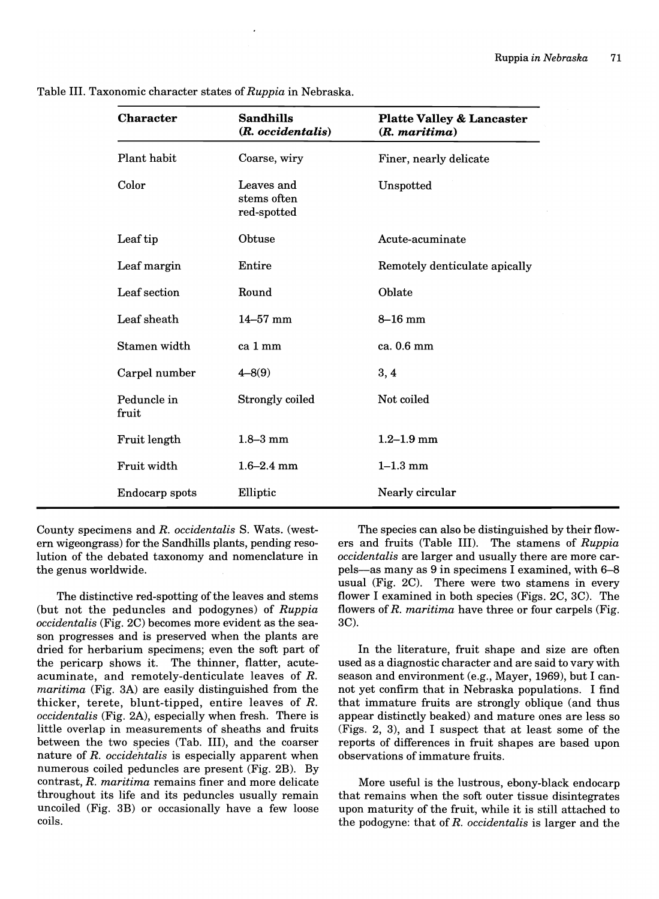Table III. Taxonomic character states of *Ruppia* in Nebraska.

| Character | Sandhills (*R. occidentalis*) | Platte Valley & Lancaster (*R. maritima*) |
|---|---|---|
| Plant habit | Coarse, wiry | Finer, nearly delicate |
| Color | Leaves and stems often red-spotted | Unspotted |
| Leaf tip | Obtuse | Acute-acuminate |
| Leaf margin | Entire | Remotely denticulate apically |
| Leaf section | Round | Oblate |
| Leaf sheath | 14–57 mm | 8–16 mm |
| Stamen width | ca 1 mm | ca. 0.6 mm |
| Carpel number | 4–8(9) | 3, 4 |
| Peduncle in fruit | Strongly coiled | Not coiled |
| Fruit length | 1.8–3 mm | 1.2–1.9 mm |
| Fruit width | 1.6–2.4 mm | 1–1.3 mm |
| Endocarp spots | Elliptic | Nearly circular |

County specimens and *R. occidentalis* S. Wats. (western wigeongrass) for the Sandhills plants, pending resolution of the debated taxonomy and nomenclature in the genus worldwide.

The distinctive red-spotting of the leaves and stems (but not the peduncles and podogynes) of *Ruppia occidentalis* (Fig. 2C) becomes more evident as the season progresses and is preserved when the plants are dried for herbarium specimens; even the soft part of the pericarp shows it. The thinner, flatter, acute-acuminate, and remotely-denticulate leaves of *R. maritima* (Fig. 3A) are easily distinguished from the thicker, terete, blunt-tipped, entire leaves of *R. occidentalis* (Fig. 2A), especially when fresh. There is little overlap in measurements of sheaths and fruits between the two species (Tab. III), and the coarser nature of *R. occidentalis* is especially apparent when numerous coiled peduncles are present (Fig. 2B). By contrast, *R. maritima* remains finer and more delicate throughout its life and its peduncles usually remain uncoiled (Fig. 3B) or occasionally have a few loose coils.

The species can also be distinguished by their flowers and fruits (Table III). The stamens of *Ruppia occidentalis* are larger and usually there are more carpels—as many as 9 in specimens I examined, with 6–8 usual (Fig. 2C). There were two stamens in every flower I examined in both species (Figs. 2C, 3C). The flowers of *R. maritima* have three or four carpels (Fig. 3C).

In the literature, fruit shape and size are often used as a diagnostic character and are said to vary with season and environment (e.g., Mayer, 1969), but I cannot yet confirm that in Nebraska populations. I find that immature fruits are strongly oblique (and thus appear distinctly beaked) and mature ones are less so (Figs. 2, 3), and I suspect that at least some of the reports of differences in fruit shapes are based upon observations of immature fruits.

More useful is the lustrous, ebony-black endocarp that remains when the soft outer tissue disintegrates upon maturity of the fruit, while it is still attached to the podogyne: that of *R. occidentalis* is larger and the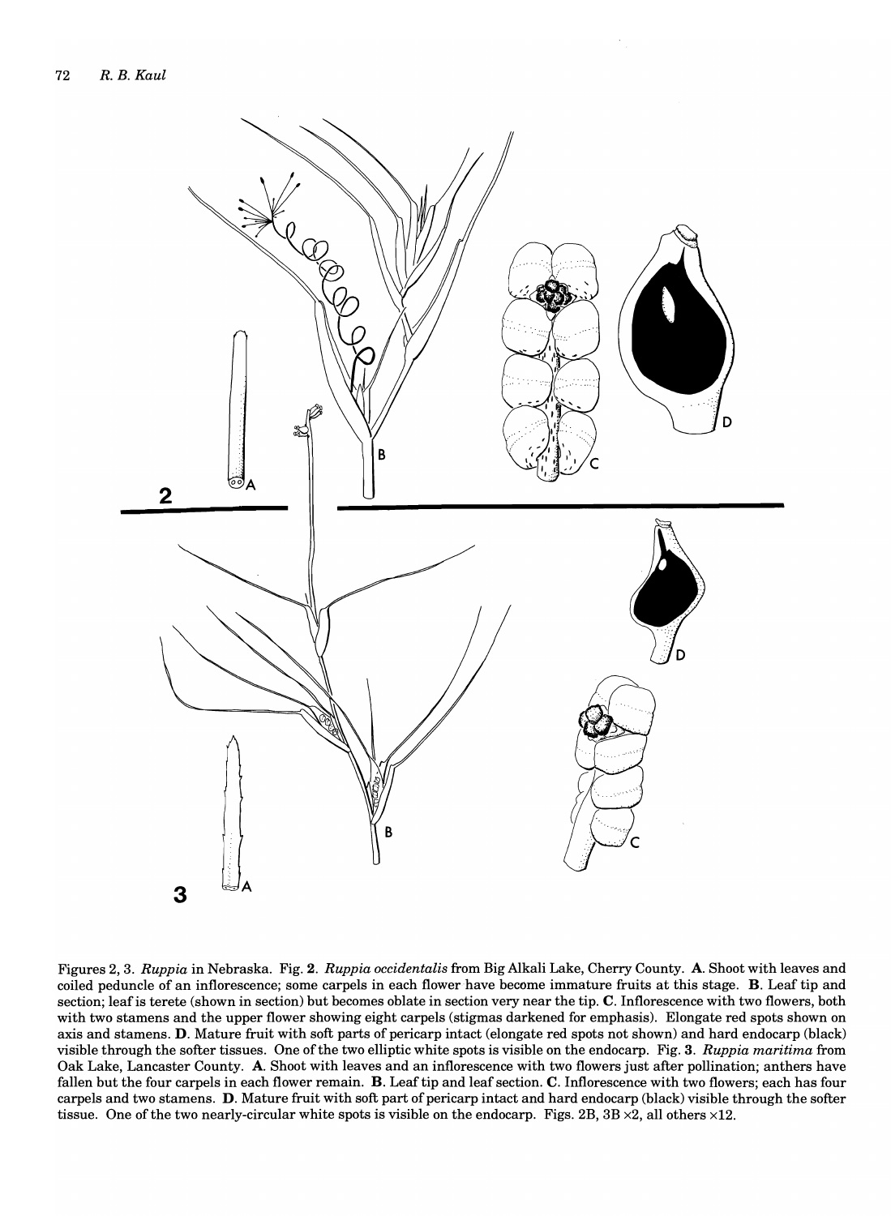Figures 2, 3. *Ruppia* in Nebraska. Fig. **2**. *Ruppia occidentalis* from Big Alkali Lake, Cherry County. **A**. Shoot with leaves and coiled peduncle of an inflorescence; some carpels in each flower have become immature fruits at this stage. **B**. Leaf tip and section; leaf is terete (shown in section) but becomes oblate in section very near the tip. **C**. Inflorescence with two flowers, both with two stamens and the upper flower showing eight carpels (stigmas darkened for emphasis). Elongate red spots shown on axis and stamens. **D**. Mature fruit with soft parts of pericarp intact (elongate red spots not shown) and hard endocarp (black) visible through the softer tissues. One of the two elliptic white spots is visible on the endocarp. Fig. **3**. *Ruppia maritima* from Oak Lake, Lancaster County. **A**. Shoot with leaves and an inflorescence with two flowers just after pollination; anthers have fallen but the four carpels in each flower remain. **B**. Leaf tip and leaf section. **C**. Inflorescence with two flowers; each has four carpels and two stamens. **D**. Mature fruit with soft part of pericarp intact and hard endocarp (black) visible through the softer tissue. One of the two nearly-circular white spots is visible on the endocarp. Figs. 2B, 3B ×2, all others ×12.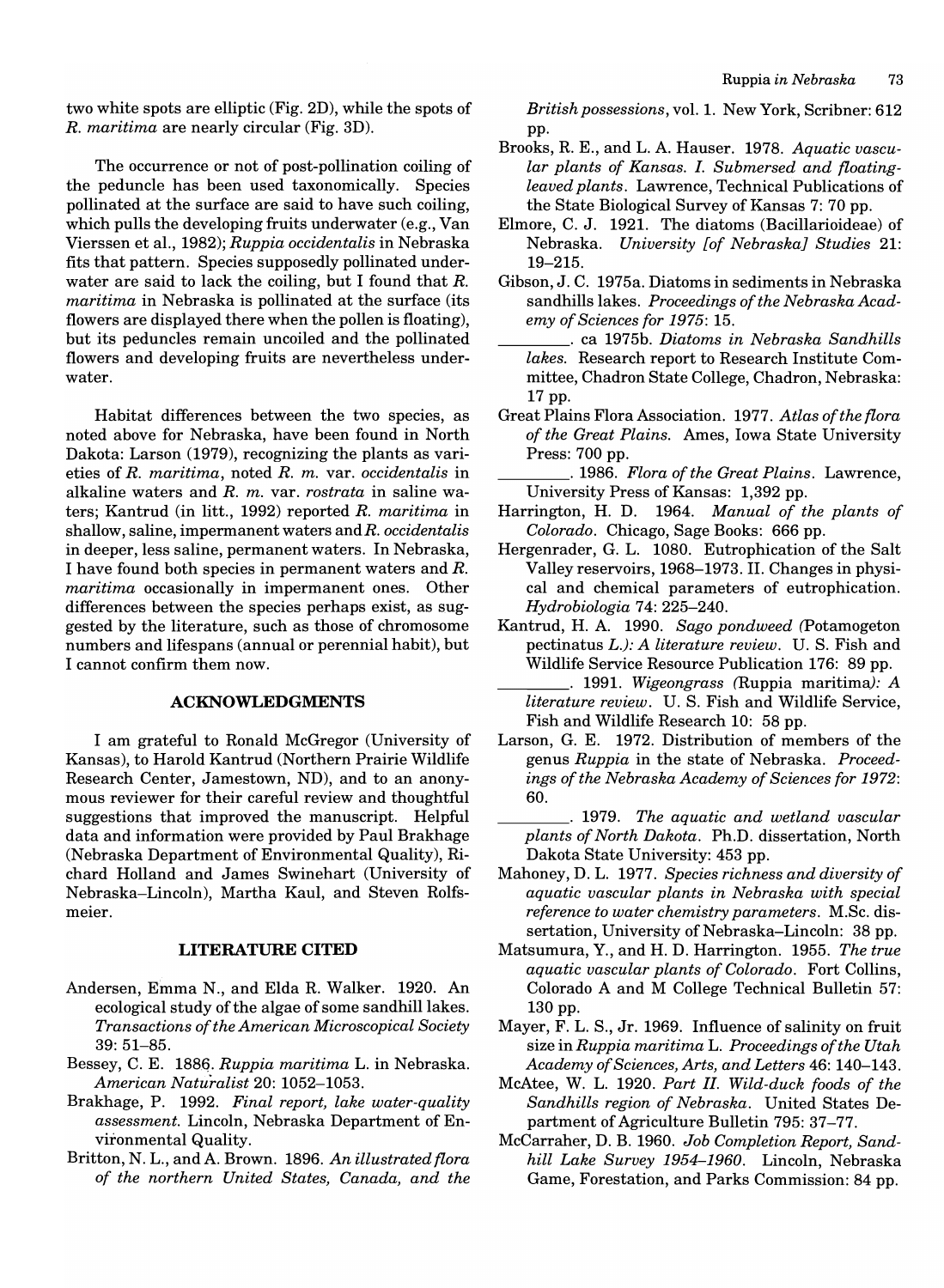two white spots are elliptic (Fig. 2D), while the spots of *R. maritima* are nearly circular (Fig. 3D).

The occurrence or not of post-pollination coiling of the peduncle has been used taxonomically. Species pollinated at the surface are said to have such coiling, which pulls the developing fruits underwater (e.g., Van Vierssen et al., 1982); *Ruppia occidentalis* in Nebraska fits that pattern. Species supposedly pollinated underwater are said to lack the coiling, but I found that *R. maritima* in Nebraska is pollinated at the surface (its flowers are displayed there when the pollen is floating), but its peduncles remain uncoiled and the pollinated flowers and developing fruits are nevertheless underwater.

Habitat differences between the two species, as noted above for Nebraska, have been found in North Dakota: Larson (1979), recognizing the plants as varieties of *R. maritima*, noted *R. m.* var. *occidentalis* in alkaline waters and *R. m.* var. *rostrata* in saline waters; Kantrud (in litt., 1992) reported *R. maritima* in shallow, saline, impermanent waters and *R. occidentalis* in deeper, less saline, permanent waters. In Nebraska, I have found both species in permanent waters and *R. maritima* occasionally in impermanent ones. Other differences between the species perhaps exist, as suggested by the literature, such as those of chromosome numbers and lifespans (annual or perennial habit), but I cannot confirm them now.

## ACKNOWLEDGMENTS

I am grateful to Ronald McGregor (University of Kansas), to Harold Kantrud (Northern Prairie Wildlife Research Center, Jamestown, ND), and to an anonymous reviewer for their careful review and thoughtful suggestions that improved the manuscript. Helpful data and information were provided by Paul Brakhage (Nebraska Department of Environmental Quality), Richard Holland and James Swinehart (University of Nebraska–Lincoln), Martha Kaul, and Steven Rolfsmeier.

## LITERATURE CITED

Andersen, Emma N., and Elda R. Walker. 1920. An ecological study of the algae of some sandhill lakes. *Transactions of the American Microscopical Society* 39: 51–85.

Bessey, C. E. 1886. *Ruppia maritima* L. in Nebraska. *American Naturalist* 20: 1052–1053.

Brakhage, P. 1992. *Final report, lake water-quality assessment.* Lincoln, Nebraska Department of Environmental Quality.

Britton, N. L., and A. Brown. 1896. *An illustrated flora of the northern United States, Canada, and the British possessions*, vol. 1. New York, Scribner: 612 pp.

Brooks, R. E., and L. A. Hauser. 1978. *Aquatic vascular plants of Kansas. I. Submersed and floating-leaved plants*. Lawrence, Technical Publications of the State Biological Survey of Kansas 7: 70 pp.

Elmore, C. J. 1921. The diatoms (Bacillarioideae) of Nebraska. *University [of Nebraska] Studies* 21: 19–215.

Gibson, J. C. 1975a. Diatoms in sediments in Nebraska sandhills lakes. *Proceedings of the Nebraska Academy of Sciences for 1975*: 15.

________. ca 1975b. *Diatoms in Nebraska Sandhills lakes.* Research report to Research Institute Committee, Chadron State College, Chadron, Nebraska: 17 pp.

Great Plains Flora Association. 1977. *Atlas of the flora of the Great Plains.* Ames, Iowa State University Press: 700 pp.

________. 1986. *Flora of the Great Plains*. Lawrence, University Press of Kansas: 1,392 pp.

Harrington, H. D. 1964. *Manual of the plants of Colorado*. Chicago, Sage Books: 666 pp.

Hergenrader, G. L. 1080. Eutrophication of the Salt Valley reservoirs, 1968–1973. II. Changes in physical and chemical parameters of eutrophication. *Hydrobiologia* 74: 225–240.

Kantrud, H. A. 1990. *Sago pondweed (*Potamogeton pectinatus *L.): A literature review*. U. S. Fish and Wildlife Service Resource Publication 176: 89 pp.

________. 1991. *Wigeongrass (*Ruppia maritima*): A literature review*. U. S. Fish and Wildlife Service, Fish and Wildlife Research 10: 58 pp.

Larson, G. E. 1972. Distribution of members of the genus *Ruppia* in the state of Nebraska. *Proceedings of the Nebraska Academy of Sciences for 1972*: 60.

________. 1979. *The aquatic and wetland vascular plants of North Dakota*. Ph.D. dissertation, North Dakota State University: 453 pp.

Mahoney, D. L. 1977. *Species richness and diversity of aquatic vascular plants in Nebraska with special reference to water chemistry parameters*. M.Sc. dissertation, University of Nebraska–Lincoln: 38 pp.

Matsumura, Y., and H. D. Harrington. 1955. *The true aquatic vascular plants of Colorado*. Fort Collins, Colorado A and M College Technical Bulletin 57: 130 pp.

Mayer, F. L. S., Jr. 1969. Influence of salinity on fruit size in *Ruppia maritima* L. *Proceedings of the Utah Academy of Sciences, Arts, and Letters* 46: 140–143.

McAtee, W. L. 1920. *Part II. Wild-duck foods of the Sandhills region of Nebraska*. United States Department of Agriculture Bulletin 795: 37–77.

McCarraher, D. B. 1960. *Job Completion Report, Sandhill Lake Survey 1954–1960*. Lincoln, Nebraska Game, Forestation, and Parks Commission: 84 pp.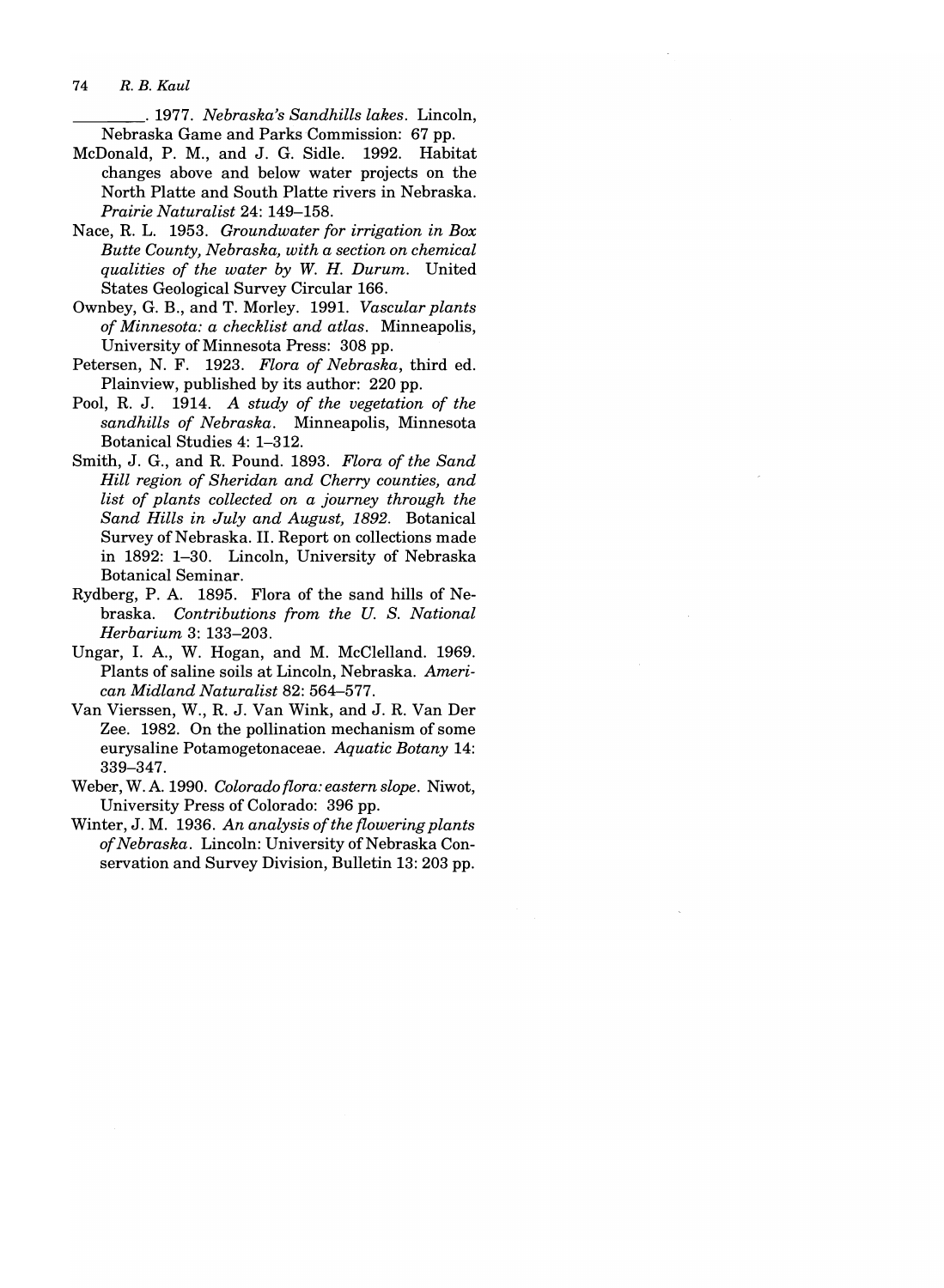\_\_\_\_\_\_\_\_\_. 1977. *Nebraska's Sandhills lakes*. Lincoln, Nebraska Game and Parks Commission: 67 pp.

McDonald, P. M., and J. G. Sidle. 1992. Habitat changes above and below water projects on the North Platte and South Platte rivers in Nebraska. *Prairie Naturalist* 24: 149–158.

Nace, R. L. 1953. *Groundwater for irrigation in Box Butte County, Nebraska, with a section on chemical qualities of the water by W. H. Durum*. United States Geological Survey Circular 166.

Ownbey, G. B., and T. Morley. 1991. *Vascular plants of Minnesota: a checklist and atlas*. Minneapolis, University of Minnesota Press: 308 pp.

Petersen, N. F. 1923. *Flora of Nebraska*, third ed. Plainview, published by its author: 220 pp.

Pool, R. J. 1914. *A study of the vegetation of the sandhills of Nebraska*. Minneapolis, Minnesota Botanical Studies 4: 1–312.

Smith, J. G., and R. Pound. 1893. *Flora of the Sand Hill region of Sheridan and Cherry counties, and list of plants collected on a journey through the Sand Hills in July and August, 1892*. Botanical Survey of Nebraska. II. Report on collections made in 1892: 1–30. Lincoln, University of Nebraska Botanical Seminar.

Rydberg, P. A. 1895. Flora of the sand hills of Nebraska. *Contributions from the U. S. National Herbarium* 3: 133–203.

Ungar, I. A., W. Hogan, and M. McClelland. 1969. Plants of saline soils at Lincoln, Nebraska. *American Midland Naturalist* 82: 564–577.

Van Vierssen, W., R. J. Van Wink, and J. R. Van Der Zee. 1982. On the pollination mechanism of some eurysaline Potamogetonaceae. *Aquatic Botany* 14: 339–347.

Weber, W. A. 1990. *Colorado flora: eastern slope*. Niwot, University Press of Colorado: 396 pp.

Winter, J. M. 1936. *An analysis of the flowering plants of Nebraska*. Lincoln: University of Nebraska Conservation and Survey Division, Bulletin 13: 203 pp.